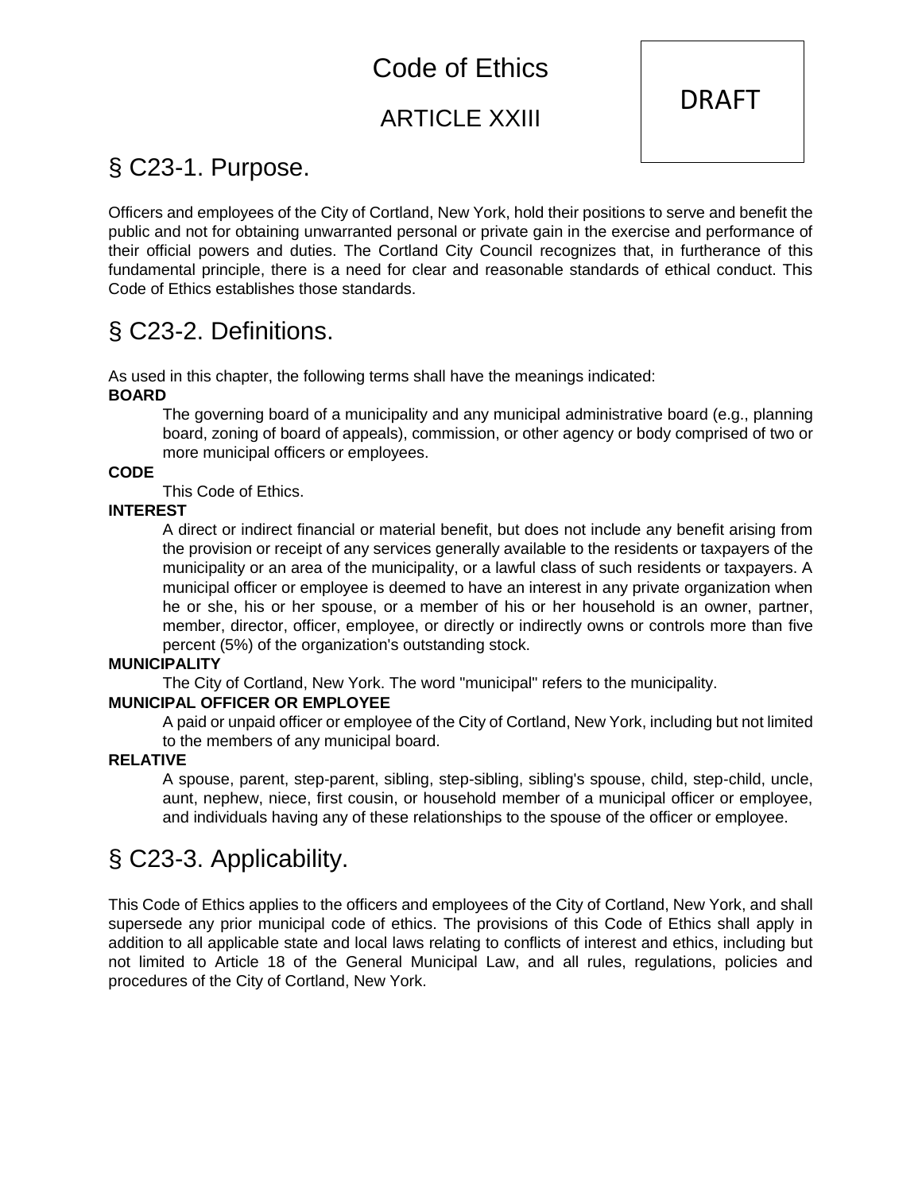# Code of Ethics

## ARTICLE XXIII

DRAFT

## § C23-1. Purpose.

Officers and employees of the City of Cortland, New York, hold their positions to serve and benefit the public and not for obtaining unwarranted personal or private gain in the exercise and performance of their official powers and duties. The Cortland City Council recognizes that, in furtherance of this fundamental principle, there is a need for clear and reasonable standards of ethical conduct. This Code of Ethics establishes those standards.

## § C23-2. Definitions.

As used in this chapter, the following terms shall have the meanings indicated:

**BOARD**

The governing board of a municipality and any municipal administrative board (e.g., planning board, zoning of board of appeals), commission, or other agency or body comprised of two or more municipal officers or employees.

**CODE**

This Code of Ethics.

**INTEREST**

A direct or indirect financial or material benefit, but does not include any benefit arising from the provision or receipt of any services generally available to the residents or taxpayers of the municipality or an area of the municipality, or a lawful class of such residents or taxpayers. A municipal officer or employee is deemed to have an interest in any private organization when he or she, his or her spouse, or a member of his or her household is an owner, partner, member, director, officer, employee, or directly or indirectly owns or controls more than five percent (5%) of the organization's outstanding stock.

**MUNICIPALITY**

The City of Cortland, New York. The word "municipal" refers to the municipality.

**MUNICIPAL OFFICER OR EMPLOYEE**

A paid or unpaid officer or employee of the City of Cortland, New York, including but not limited to the members of any municipal board.

**RELATIVE**

A spouse, parent, step-parent, sibling, step-sibling, sibling's spouse, child, step-child, uncle, aunt, nephew, niece, first cousin, or household member of a municipal officer or employee, and individuals having any of these relationships to the spouse of the officer or employee.

## § C23-3. Applicability.

This Code of Ethics applies to the officers and employees of the City of Cortland, New York, and shall supersede any prior municipal code of ethics. The provisions of this Code of Ethics shall apply in addition to all applicable state and local laws relating to conflicts of interest and ethics, including but not limited to Article 18 of the General Municipal Law, and all rules, regulations, policies and procedures of the City of Cortland, New York.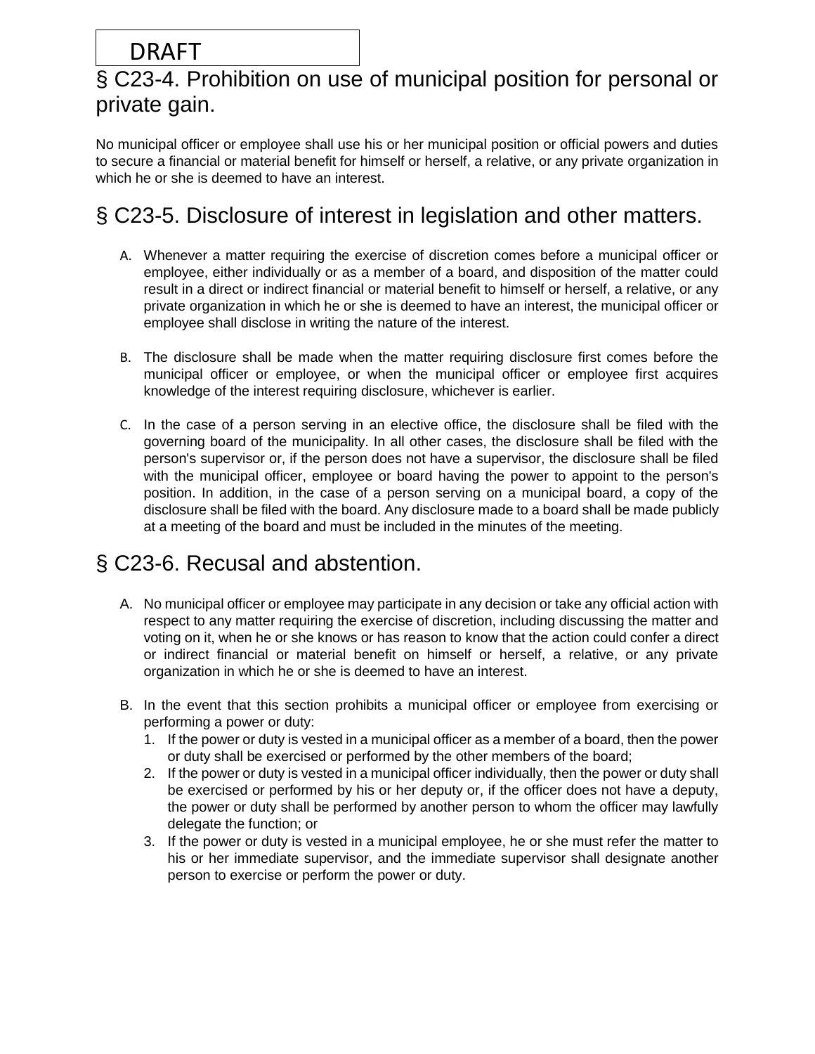DRAFT

## § C23-4. Prohibition on use of municipal position for personal or private gain.

No municipal officer or employee shall use his or her municipal position or official powers and duties to secure a financial or material benefit for himself or herself, a relative, or any private organization in which he or she is deemed to have an interest.

## § C23-5. Disclosure of interest in legislation and other matters.

A. Whenever a matter requiring the exercise of discretion comes before a municipal officer or employee, either individually or as a member of a board, and disposition of the matter could result in a direct or indirect financial or material benefit to himself or herself, a relative, or any private organization in which he or she is deemed to have an interest, the municipal officer or employee shall disclose in writing the nature of the interest.

B. The disclosure shall be made when the matter requiring disclosure first comes before the municipal officer or employee, or when the municipal officer or employee first acquires knowledge of the interest requiring disclosure, whichever is earlier.

C. In the case of a person serving in an elective office, the disclosure shall be filed with the governing board of the municipality. In all other cases, the disclosure shall be filed with the person's supervisor or, if the person does not have a supervisor, the disclosure shall be filed with the municipal officer, employee or board having the power to appoint to the person's position. In addition, in the case of a person serving on a municipal board, a copy of the disclosure shall be filed with the board. Any disclosure made to a board shall be made publicly at a meeting of the board and must be included in the minutes of the meeting.

## § C23-6. Recusal and abstention.

A. No municipal officer or employee may participate in any decision or take any official action with respect to any matter requiring the exercise of discretion, including discussing the matter and voting on it, when he or she knows or has reason to know that the action could confer a direct or indirect financial or material benefit on himself or herself, a relative, or any private organization in which he or she is deemed to have an interest.

B. In the event that this section prohibits a municipal officer or employee from exercising or performing a power or duty:
   1. If the power or duty is vested in a municipal officer as a member of a board, then the power or duty shall be exercised or performed by the other members of the board;
   2. If the power or duty is vested in a municipal officer individually, then the power or duty shall be exercised or performed by his or her deputy or, if the officer does not have a deputy, the power or duty shall be performed by another person to whom the officer may lawfully delegate the function; or
   3. If the power or duty is vested in a municipal employee, he or she must refer the matter to his or her immediate supervisor, and the immediate supervisor shall designate another person to exercise or perform the power or duty.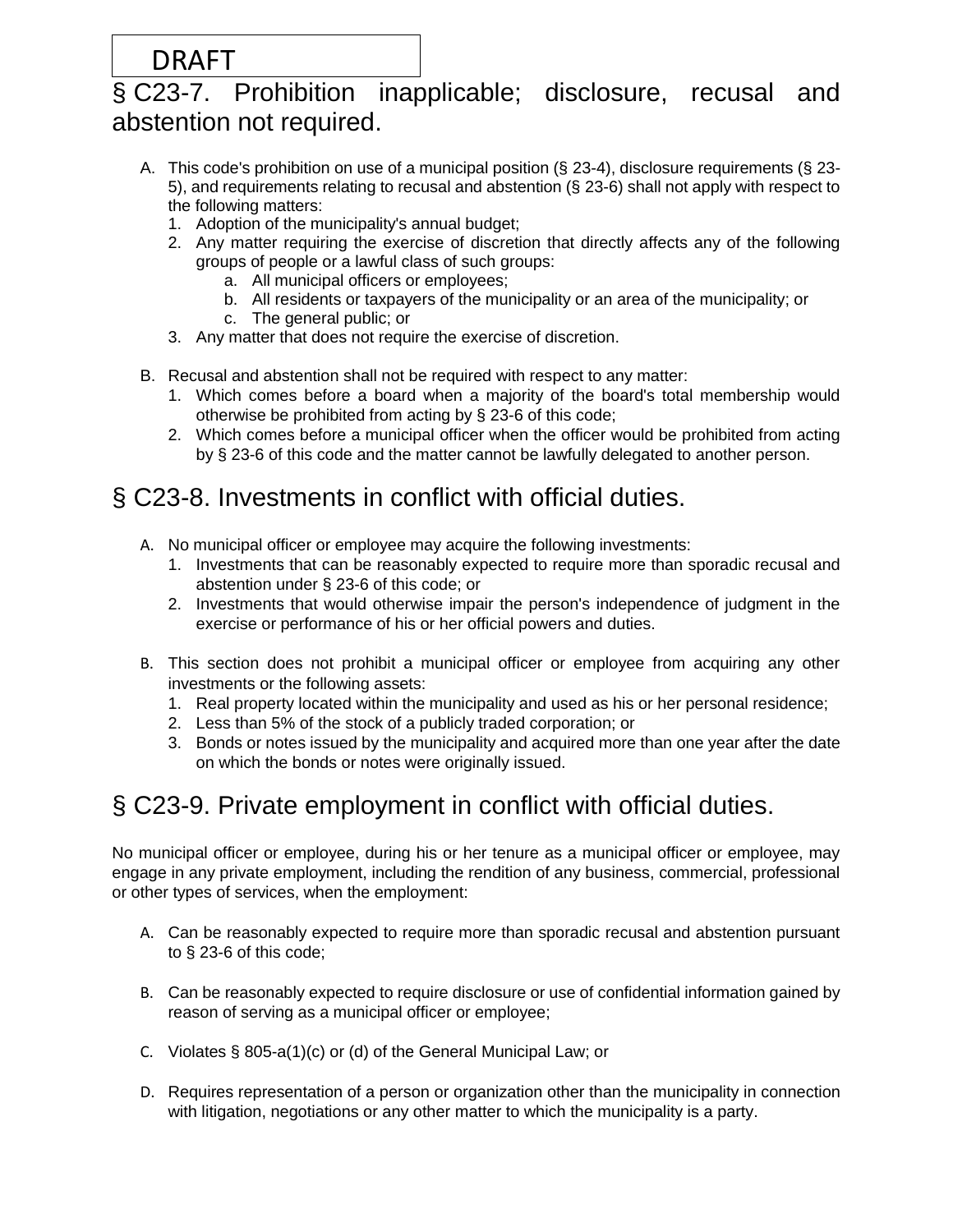DRAFT

## § C23-7. Prohibition inapplicable; disclosure, recusal and abstention not required.

A. This code's prohibition on use of a municipal position (§ 23-4), disclosure requirements (§ 23-5), and requirements relating to recusal and abstention (§ 23-6) shall not apply with respect to the following matters:
   1. Adoption of the municipality's annual budget;
   2. Any matter requiring the exercise of discretion that directly affects any of the following groups of people or a lawful class of such groups:
      a. All municipal officers or employees;
      b. All residents or taxpayers of the municipality or an area of the municipality; or
      c. The general public; or
   3. Any matter that does not require the exercise of discretion.

B. Recusal and abstention shall not be required with respect to any matter:
   1. Which comes before a board when a majority of the board's total membership would otherwise be prohibited from acting by § 23-6 of this code;
   2. Which comes before a municipal officer when the officer would be prohibited from acting by § 23-6 of this code and the matter cannot be lawfully delegated to another person.

## § C23-8. Investments in conflict with official duties.

A. No municipal officer or employee may acquire the following investments:
   1. Investments that can be reasonably expected to require more than sporadic recusal and abstention under § 23-6 of this code; or
   2. Investments that would otherwise impair the person's independence of judgment in the exercise or performance of his or her official powers and duties.

B. This section does not prohibit a municipal officer or employee from acquiring any other investments or the following assets:
   1. Real property located within the municipality and used as his or her personal residence;
   2. Less than 5% of the stock of a publicly traded corporation; or
   3. Bonds or notes issued by the municipality and acquired more than one year after the date on which the bonds or notes were originally issued.

## § C23-9. Private employment in conflict with official duties.

No municipal officer or employee, during his or her tenure as a municipal officer or employee, may engage in any private employment, including the rendition of any business, commercial, professional or other types of services, when the employment:

A. Can be reasonably expected to require more than sporadic recusal and abstention pursuant to § 23-6 of this code;

B. Can be reasonably expected to require disclosure or use of confidential information gained by reason of serving as a municipal officer or employee;

C. Violates § 805-a(1)(c) or (d) of the General Municipal Law; or

D. Requires representation of a person or organization other than the municipality in connection with litigation, negotiations or any other matter to which the municipality is a party.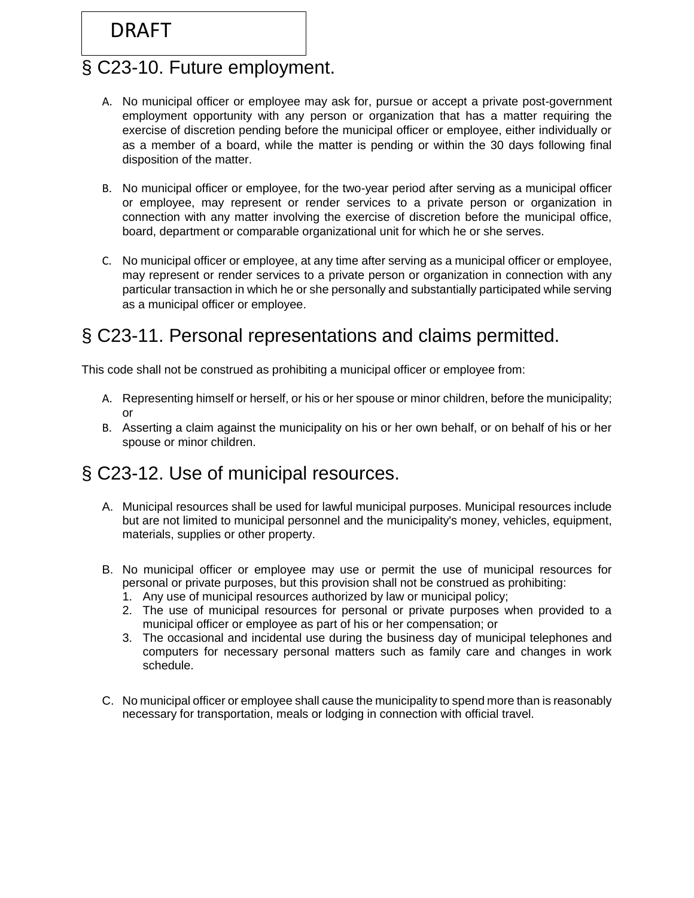DRAFT

## § C23-10. Future employment.

A. No municipal officer or employee may ask for, pursue or accept a private post-government employment opportunity with any person or organization that has a matter requiring the exercise of discretion pending before the municipal officer or employee, either individually or as a member of a board, while the matter is pending or within the 30 days following final disposition of the matter.

B. No municipal officer or employee, for the two-year period after serving as a municipal officer or employee, may represent or render services to a private person or organization in connection with any matter involving the exercise of discretion before the municipal office, board, department or comparable organizational unit for which he or she serves.

C. No municipal officer or employee, at any time after serving as a municipal officer or employee, may represent or render services to a private person or organization in connection with any particular transaction in which he or she personally and substantially participated while serving as a municipal officer or employee.

## § C23-11. Personal representations and claims permitted.

This code shall not be construed as prohibiting a municipal officer or employee from:

A. Representing himself or herself, or his or her spouse or minor children, before the municipality; or
B. Asserting a claim against the municipality on his or her own behalf, or on behalf of his or her spouse or minor children.

## § C23-12. Use of municipal resources.

A. Municipal resources shall be used for lawful municipal purposes. Municipal resources include but are not limited to municipal personnel and the municipality's money, vehicles, equipment, materials, supplies or other property.

B. No municipal officer or employee may use or permit the use of municipal resources for personal or private purposes, but this provision shall not be construed as prohibiting:
   1. Any use of municipal resources authorized by law or municipal policy;
   2. The use of municipal resources for personal or private purposes when provided to a municipal officer or employee as part of his or her compensation; or
   3. The occasional and incidental use during the business day of municipal telephones and computers for necessary personal matters such as family care and changes in work schedule.

C. No municipal officer or employee shall cause the municipality to spend more than is reasonably necessary for transportation, meals or lodging in connection with official travel.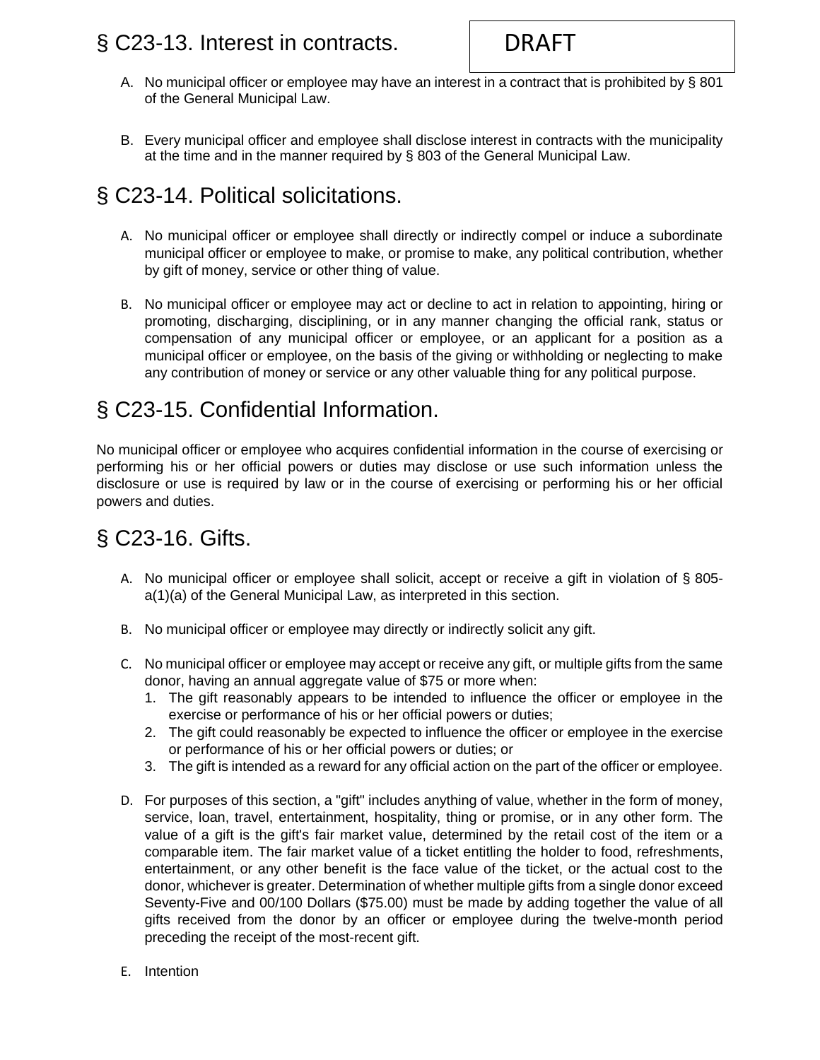## § C23-13. Interest in contracts.

DRAFT

A. No municipal officer or employee may have an interest in a contract that is prohibited by § 801 of the General Municipal Law.

B. Every municipal officer and employee shall disclose interest in contracts with the municipality at the time and in the manner required by § 803 of the General Municipal Law.

## § C23-14. Political solicitations.

A. No municipal officer or employee shall directly or indirectly compel or induce a subordinate municipal officer or employee to make, or promise to make, any political contribution, whether by gift of money, service or other thing of value.

B. No municipal officer or employee may act or decline to act in relation to appointing, hiring or promoting, discharging, disciplining, or in any manner changing the official rank, status or compensation of any municipal officer or employee, or an applicant for a position as a municipal officer or employee, on the basis of the giving or withholding or neglecting to make any contribution of money or service or any other valuable thing for any political purpose.

## § C23-15. Confidential Information.

No municipal officer or employee who acquires confidential information in the course of exercising or performing his or her official powers or duties may disclose or use such information unless the disclosure or use is required by law or in the course of exercising or performing his or her official powers and duties.

## § C23-16. Gifts.

A. No municipal officer or employee shall solicit, accept or receive a gift in violation of § 805-a(1)(a) of the General Municipal Law, as interpreted in this section.

B. No municipal officer or employee may directly or indirectly solicit any gift.

C. No municipal officer or employee may accept or receive any gift, or multiple gifts from the same donor, having an annual aggregate value of $75 or more when:
   1. The gift reasonably appears to be intended to influence the officer or employee in the exercise or performance of his or her official powers or duties;
   2. The gift could reasonably be expected to influence the officer or employee in the exercise or performance of his or her official powers or duties; or
   3. The gift is intended as a reward for any official action on the part of the officer or employee.

D. For purposes of this section, a "gift" includes anything of value, whether in the form of money, service, loan, travel, entertainment, hospitality, thing or promise, or in any other form. The value of a gift is the gift's fair market value, determined by the retail cost of the item or a comparable item. The fair market value of a ticket entitling the holder to food, refreshments, entertainment, or any other benefit is the face value of the ticket, or the actual cost to the donor, whichever is greater. Determination of whether multiple gifts from a single donor exceed Seventy-Five and 00/100 Dollars ($75.00) must be made by adding together the value of all gifts received from the donor by an officer or employee during the twelve-month period preceding the receipt of the most-recent gift.

E. Intention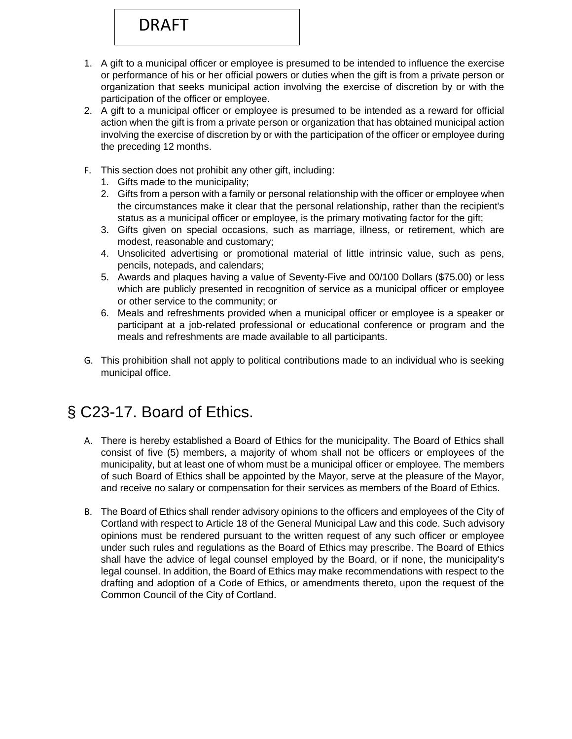DRAFT

1. A gift to a municipal officer or employee is presumed to be intended to influence the exercise or performance of his or her official powers or duties when the gift is from a private person or organization that seeks municipal action involving the exercise of discretion by or with the participation of the officer or employee.
2. A gift to a municipal officer or employee is presumed to be intended as a reward for official action when the gift is from a private person or organization that has obtained municipal action involving the exercise of discretion by or with the participation of the officer or employee during the preceding 12 months.

F. This section does not prohibit any other gift, including:
   1. Gifts made to the municipality;
   2. Gifts from a person with a family or personal relationship with the officer or employee when the circumstances make it clear that the personal relationship, rather than the recipient's status as a municipal officer or employee, is the primary motivating factor for the gift;
   3. Gifts given on special occasions, such as marriage, illness, or retirement, which are modest, reasonable and customary;
   4. Unsolicited advertising or promotional material of little intrinsic value, such as pens, pencils, notepads, and calendars;
   5. Awards and plaques having a value of Seventy-Five and 00/100 Dollars ($75.00) or less which are publicly presented in recognition of service as a municipal officer or employee or other service to the community; or
   6. Meals and refreshments provided when a municipal officer or employee is a speaker or participant at a job-related professional or educational conference or program and the meals and refreshments are made available to all participants.

G. This prohibition shall not apply to political contributions made to an individual who is seeking municipal office.

## § C23-17. Board of Ethics.

A. There is hereby established a Board of Ethics for the municipality. The Board of Ethics shall consist of five (5) members, a majority of whom shall not be officers or employees of the municipality, but at least one of whom must be a municipal officer or employee. The members of such Board of Ethics shall be appointed by the Mayor, serve at the pleasure of the Mayor, and receive no salary or compensation for their services as members of the Board of Ethics.

B. The Board of Ethics shall render advisory opinions to the officers and employees of the City of Cortland with respect to Article 18 of the General Municipal Law and this code. Such advisory opinions must be rendered pursuant to the written request of any such officer or employee under such rules and regulations as the Board of Ethics may prescribe. The Board of Ethics shall have the advice of legal counsel employed by the Board, or if none, the municipality's legal counsel. In addition, the Board of Ethics may make recommendations with respect to the drafting and adoption of a Code of Ethics, or amendments thereto, upon the request of the Common Council of the City of Cortland.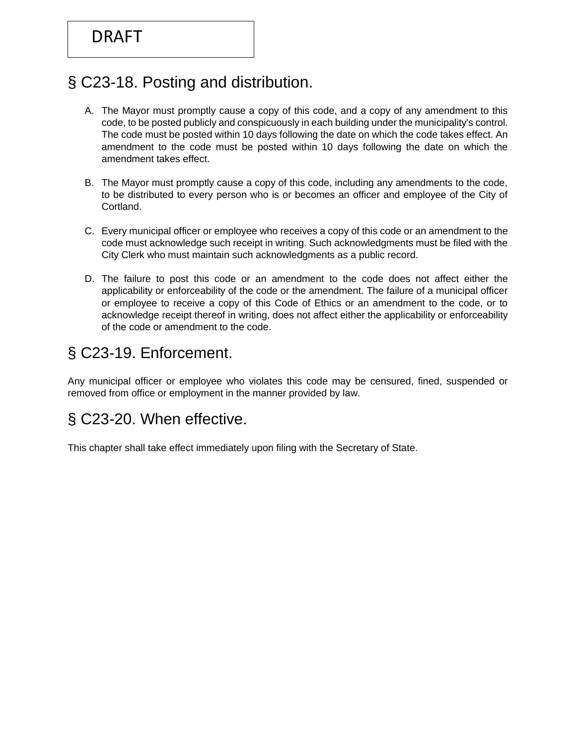DRAFT

## § C23-18. Posting and distribution.

A. The Mayor must promptly cause a copy of this code, and a copy of any amendment to this code, to be posted publicly and conspicuously in each building under the municipality's control. The code must be posted within 10 days following the date on which the code takes effect. An amendment to the code must be posted within 10 days following the date on which the amendment takes effect.

B. The Mayor must promptly cause a copy of this code, including any amendments to the code, to be distributed to every person who is or becomes an officer and employee of the City of Cortland.

C. Every municipal officer or employee who receives a copy of this code or an amendment to the code must acknowledge such receipt in writing. Such acknowledgments must be filed with the City Clerk who must maintain such acknowledgments as a public record.

D. The failure to post this code or an amendment to the code does not affect either the applicability or enforceability of the code or the amendment. The failure of a municipal officer or employee to receive a copy of this Code of Ethics or an amendment to the code, or to acknowledge receipt thereof in writing, does not affect either the applicability or enforceability of the code or amendment to the code.

## § C23-19. Enforcement.

Any municipal officer or employee who violates this code may be censured, fined, suspended or removed from office or employment in the manner provided by law.

## § C23-20. When effective.

This chapter shall take effect immediately upon filing with the Secretary of State.